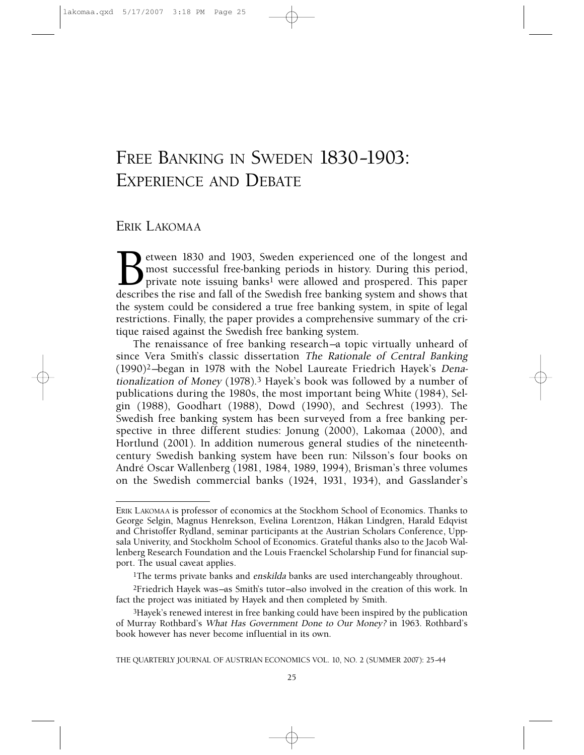# Free Banking in Sweden 1830–1903: Experience and Debate

## Erik Lakomaa

Between 1830 and 1903, Sweden experienced one of the longest and most successful free-banking periods in history. During this period, private note issuing banks[1] were allowed and prospered. This paper describes the rise and fall of the Swedish free banking system and shows that the system could be considered a true free banking system, in spite of legal restrictions. Finally, the paper provides a comprehensive summary of the critique raised against the Swedish free banking system.

The renaissance of free banking research—a topic virtually unheard of since Vera Smith's classic dissertation *The Rationale of Central Banking* (1990)[2]—began in 1978 with the Nobel Laureate Friedrich Hayek's *Denationalization of Money* (1978).[3] Hayek's book was followed by a number of publications during the 1980s, the most important being White (1984), Selgin (1988), Goodhart (1988), Dowd (1990), and Sechrest (1993). The Swedish free banking system has been surveyed from a free banking perspective in three different studies: Jonung (2000), Lakomaa (2000), and Hortlund (2001). In addition numerous general studies of the nineteenth-century Swedish banking system have been run: Nilsson's four books on André Oscar Wallenberg (1981, 1984, 1989, 1994), Brisman's three volumes on the Swedish commercial banks (1924, 1931, 1934), and Gasslander's

---

Erik Lakomaa is professor of economics at the Stockhom School of Economics. Thanks to George Selgin, Magnus Henrekson, Evelina Lorentzon, Håkan Lindgren, Harald Edqvist and Christoffer Rydland, seminar participants at the Austrian Scholars Conference, Uppsala Univerity, and Stockholm School of Economics. Grateful thanks also to the Jacob Wallenberg Research Foundation and the Louis Fraenckel Scholarship Fund for financial support. The usual caveat applies.

[1] The terms private banks and *enskilda* banks are used interchangeably throughout.

[2] Friedrich Hayek was—as Smith's tutor—also involved in the creation of this work. In fact the project was initiated by Hayek and then completed by Smith.

[3] Hayek's renewed interest in free banking could have been inspired by the publication of Murray Rothbard's *What Has Government Done to Our Money?* in 1963. Rothbard's book however has never become influential in its own.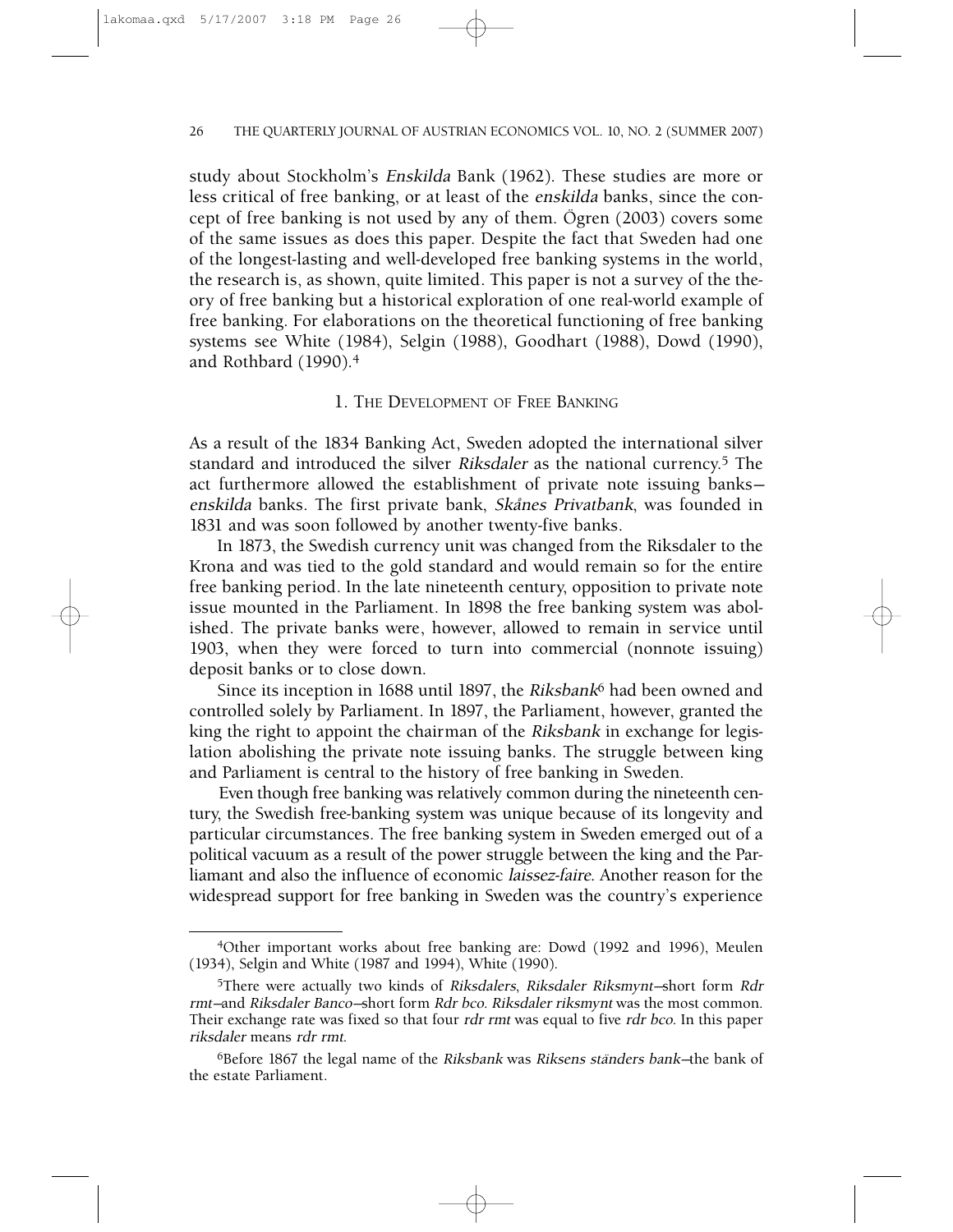study about Stockholm's *Enskilda* Bank (1962). These studies are more or less critical of free banking, or at least of the *enskilda* banks, since the concept of free banking is not used by any of them. Ögren (2003) covers some of the same issues as does this paper. Despite the fact that Sweden had one of the longest-lasting and well-developed free banking systems in the world, the research is, as shown, quite limited. This paper is not a survey of the theory of free banking but a historical exploration of one real-world example of free banking. For elaborations on the theoretical functioning of free banking systems see White (1984), Selgin (1988), Goodhart (1988), Dowd (1990), and Rothbard (1990).[4]

## 1. The Development of Free Banking

As a result of the 1834 Banking Act, Sweden adopted the international silver standard and introduced the silver *Riksdaler* as the national currency.[5] The act furthermore allowed the establishment of private note issuing banks—*enskilda* banks. The first private bank, *Skånes Privatbank*, was founded in 1831 and was soon followed by another twenty-five banks.

In 1873, the Swedish currency unit was changed from the Riksdaler to the Krona and was tied to the gold standard and would remain so for the entire free banking period. In the late nineteenth century, opposition to private note issue mounted in the Parliament. In 1898 the free banking system was abolished. The private banks were, however, allowed to remain in service until 1903, when they were forced to turn into commercial (nonnote issuing) deposit banks or to close down.

Since its inception in 1688 until 1897, the *Riksbank*[6] had been owned and controlled solely by Parliament. In 1897, the Parliament, however, granted the king the right to appoint the chairman of the *Riksbank* in exchange for legislation abolishing the private note issuing banks. The struggle between king and Parliament is central to the history of free banking in Sweden.

Even though free banking was relatively common during the nineteenth century, the Swedish free-banking system was unique because of its longevity and particular circumstances. The free banking system in Sweden emerged out of a political vacuum as a result of the power struggle between the king and the Parliamant and also the influence of economic *laissez-faire*. Another reason for the widespread support for free banking in Sweden was the country's experience

---

[4]Other important works about free banking are: Dowd (1992 and 1996), Meulen (1934), Selgin and White (1987 and 1994), White (1990).

[5]There were actually two kinds of *Riksdalers*, *Riksdaler Riksmynt*—short form *Rdr rmt*—and *Riksdaler Banco*—short form *Rdr bco*. *Riksdaler riksmynt* was the most common. Their exchange rate was fixed so that four *rdr rmt* was equal to five *rdr bco*. In this paper *riksdaler* means *rdr rmt*.

[6]Before 1867 the legal name of the *Riksbank* was *Riksens ständers bank*—the bank of the estate Parliament.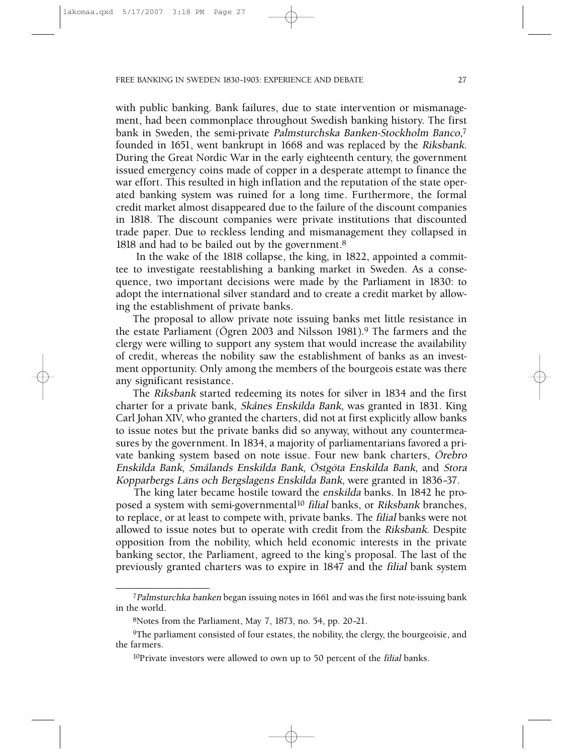with public banking. Bank failures, due to state intervention or mismanagement, had been commonplace throughout Swedish banking history. The first bank in Sweden, the semi-private *Palmsturchska Banken-Stockholm Banco*,[7] founded in 1651, went bankrupt in 1668 and was replaced by the *Riksbank*. During the Great Nordic War in the early eighteenth century, the government issued emergency coins made of copper in a desperate attempt to finance the war effort. This resulted in high inflation and the reputation of the state operated banking system was ruined for a long time. Furthermore, the formal credit market almost disappeared due to the failure of the discount companies in 1818. The discount companies were private institutions that discounted trade paper. Due to reckless lending and mismanagement they collapsed in 1818 and had to be bailed out by the government.[8]

In the wake of the 1818 collapse, the king, in 1822, appointed a committee to investigate reestablishing a banking market in Sweden. As a consequence, two important decisions were made by the Parliament in 1830: to adopt the international silver standard and to create a credit market by allowing the establishment of private banks.

The proposal to allow private note issuing banks met little resistance in the estate Parliament (Ögren 2003 and Nilsson 1981).[9] The farmers and the clergy were willing to support any system that would increase the availability of credit, whereas the nobility saw the establishment of banks as an investment opportunity. Only among the members of the bourgeois estate was there any significant resistance.

The *Riksbank* started redeeming its notes for silver in 1834 and the first charter for a private bank, *Skånes Enskilda Bank*, was granted in 1831. King Carl Johan XIV, who granted the charters, did not at first explicitly allow banks to issue notes but the private banks did so anyway, without any countermeasures by the government. In 1834, a majority of parliamentarians favored a private banking system based on note issue. Four new bank charters, *Örebro Enskilda Bank*, *Smålands Enskilda Bank*, *Östgöta Enskilda Bank*, and *Stora Kopparbergs Läns och Bergslagens Enskilda Bank*, were granted in 1836–37.

The king later became hostile toward the *enskilda* banks. In 1842 he proposed a system with semi-governmental[10] *filial* banks, or *Riksbank* branches, to replace, or at least to compete with, private banks. The *filial* banks were not allowed to issue notes but to operate with credit from the *Riksbank*. Despite opposition from the nobility, which held economic interests in the private banking sector, the Parliament, agreed to the king's proposal. The last of the previously granted charters was to expire in 1847 and the *filial* bank system

---

[7] *Palmsturchka banken* began issuing notes in 1661 and was the first note-issuing bank in the world.

[8] Notes from the Parliament, May 7, 1873, no. 54, pp. 20–21.

[9] The parliament consisted of four estates, the nobility, the clergy, the bourgeoisie, and the farmers.

[10] Private investors were allowed to own up to 50 percent of the *filial* banks.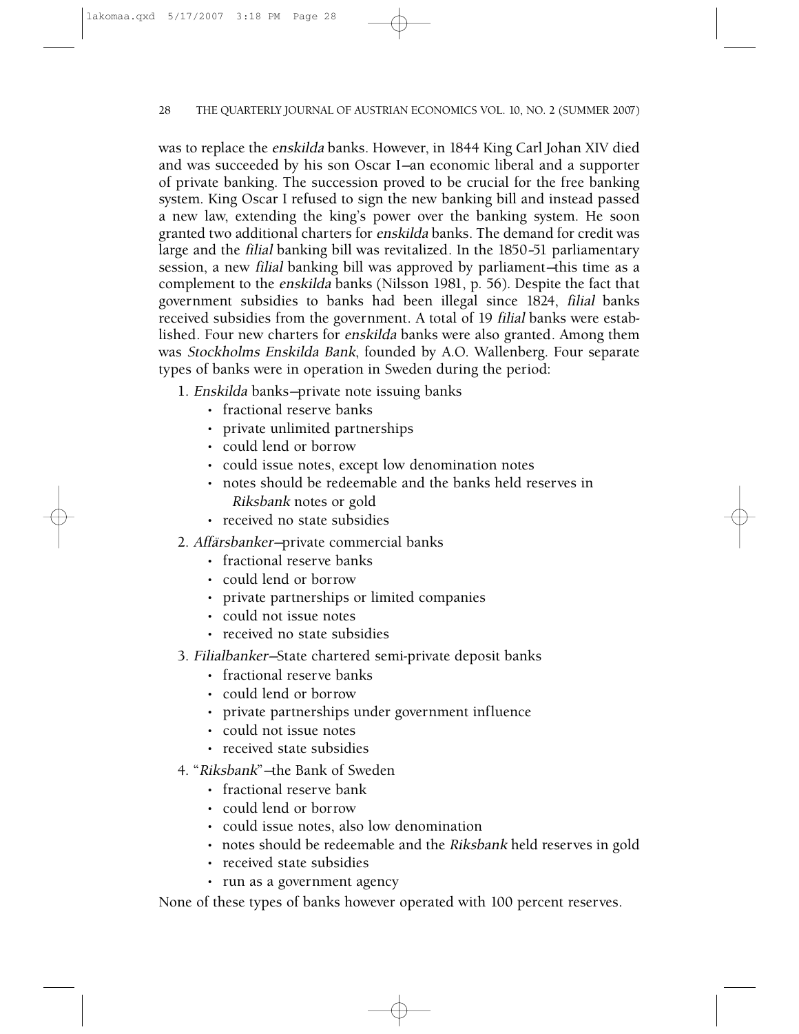was to replace the *enskilda* banks. However, in 1844 King Carl Johan XIV died and was succeeded by his son Oscar I—an economic liberal and a supporter of private banking. The succession proved to be crucial for the free banking system. King Oscar I refused to sign the new banking bill and instead passed a new law, extending the king's power over the banking system. He soon granted two additional charters for *enskilda* banks. The demand for credit was large and the *filial* banking bill was revitalized. In the 1850–51 parliamentary session, a new *filial* banking bill was approved by parliament—this time as a complement to the *enskilda* banks (Nilsson 1981, p. 56). Despite the fact that government subsidies to banks had been illegal since 1824, *filial* banks received subsidies from the government. A total of 19 *filial* banks were established. Four new charters for *enskilda* banks were also granted. Among them was *Stockholms Enskilda Bank*, founded by A.O. Wallenberg. Four separate types of banks were in operation in Sweden during the period:

1. *Enskilda* banks—private note issuing banks
   - fractional reserve banks
   - private unlimited partnerships
   - could lend or borrow
   - could issue notes, except low denomination notes
   - notes should be redeemable and the banks held reserves in *Riksbank* notes or gold
   - received no state subsidies
2. *Affärsbanker*—private commercial banks
   - fractional reserve banks
   - could lend or borrow
   - private partnerships or limited companies
   - could not issue notes
   - received no state subsidies
3. *Filialbanker*—State chartered semi-private deposit banks
   - fractional reserve banks
   - could lend or borrow
   - private partnerships under government influence
   - could not issue notes
   - received state subsidies
4. "*Riksbank*"—the Bank of Sweden
   - fractional reserve bank
   - could lend or borrow
   - could issue notes, also low denomination
   - notes should be redeemable and the *Riksbank* held reserves in gold
   - received state subsidies
   - run as a government agency

None of these types of banks however operated with 100 percent reserves.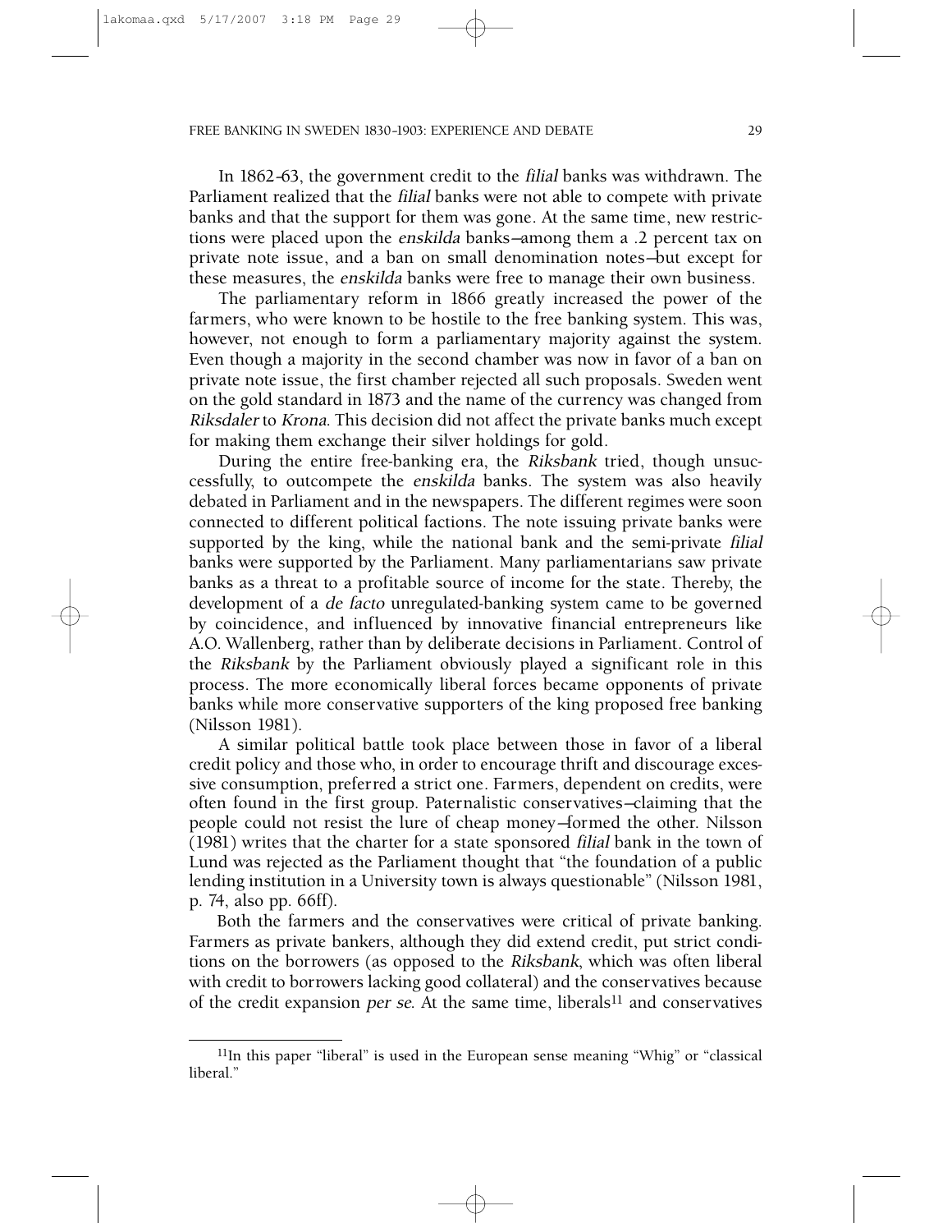In 1862–63, the government credit to the *filial* banks was withdrawn. The Parliament realized that the *filial* banks were not able to compete with private banks and that the support for them was gone. At the same time, new restrictions were placed upon the *enskilda* banks—among them a .2 percent tax on private note issue, and a ban on small denomination notes—but except for these measures, the *enskilda* banks were free to manage their own business.

The parliamentary reform in 1866 greatly increased the power of the farmers, who were known to be hostile to the free banking system. This was, however, not enough to form a parliamentary majority against the system. Even though a majority in the second chamber was now in favor of a ban on private note issue, the first chamber rejected all such proposals. Sweden went on the gold standard in 1873 and the name of the currency was changed from *Riksdaler* to *Krona*. This decision did not affect the private banks much except for making them exchange their silver holdings for gold.

During the entire free-banking era, the *Riksbank* tried, though unsuccessfully, to outcompete the *enskilda* banks. The system was also heavily debated in Parliament and in the newspapers. The different regimes were soon connected to different political factions. The note issuing private banks were supported by the king, while the national bank and the semi-private *filial* banks were supported by the Parliament. Many parliamentarians saw private banks as a threat to a profitable source of income for the state. Thereby, the development of a *de facto* unregulated-banking system came to be governed by coincidence, and influenced by innovative financial entrepreneurs like A.O. Wallenberg, rather than by deliberate decisions in Parliament. Control of the *Riksbank* by the Parliament obviously played a significant role in this process. The more economically liberal forces became opponents of private banks while more conservative supporters of the king proposed free banking (Nilsson 1981).

A similar political battle took place between those in favor of a liberal credit policy and those who, in order to encourage thrift and discourage excessive consumption, preferred a strict one. Farmers, dependent on credits, were often found in the first group. Paternalistic conservatives—claiming that the people could not resist the lure of cheap money—formed the other. Nilsson (1981) writes that the charter for a state sponsored *filial* bank in the town of Lund was rejected as the Parliament thought that "the foundation of a public lending institution in a University town is always questionable" (Nilsson 1981, p. 74, also pp. 66ff).

Both the farmers and the conservatives were critical of private banking. Farmers as private bankers, although they did extend credit, put strict conditions on the borrowers (as opposed to the *Riksbank*, which was often liberal with credit to borrowers lacking good collateral) and the conservatives because of the credit expansion *per se*. At the same time, liberals[11] and conservatives

[11] In this paper "liberal" is used in the European sense meaning "Whig" or "classical liberal."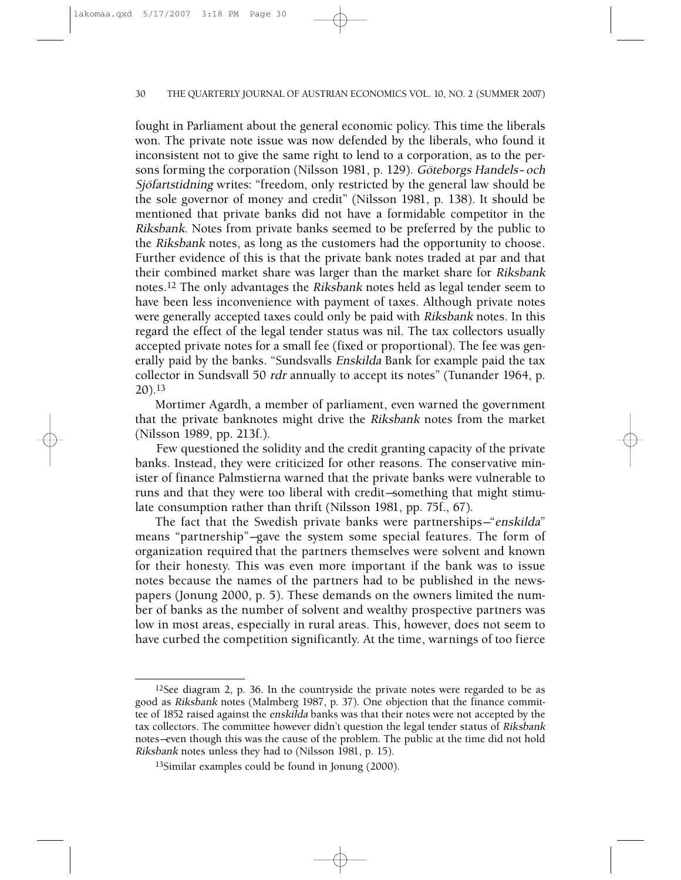fought in Parliament about the general economic policy. This time the liberals won. The private note issue was now defended by the liberals, who found it inconsistent not to give the same right to lend to a corporation, as to the persons forming the corporation (Nilsson 1981, p. 129). *Göteborgs Handels- och Sjöfartstidning* writes: "freedom, only restricted by the general law should be the sole governor of money and credit" (Nilsson 1981, p. 138). It should be mentioned that private banks did not have a formidable competitor in the *Riksbank*. Notes from private banks seemed to be preferred by the public to the *Riksbank* notes, as long as the customers had the opportunity to choose. Further evidence of this is that the private bank notes traded at par and that their combined market share was larger than the market share for *Riksbank* notes.[12] The only advantages the *Riksbank* notes held as legal tender seem to have been less inconvenience with payment of taxes. Although private notes were generally accepted taxes could only be paid with *Riksbank* notes. In this regard the effect of the legal tender status was nil. The tax collectors usually accepted private notes for a small fee (fixed or proportional). The fee was generally paid by the banks. "Sundsvalls *Enskilda* Bank for example paid the tax collector in Sundsvall 50 *rdr* annually to accept its notes" (Tunander 1964, p. 20).[13]

Mortimer Agardh, a member of parliament, even warned the government that the private banknotes might drive the *Riksbank* notes from the market (Nilsson 1989, pp. 213f.).

Few questioned the solidity and the credit granting capacity of the private banks. Instead, they were criticized for other reasons. The conservative minister of finance Palmstierna warned that the private banks were vulnerable to runs and that they were too liberal with credit—something that might stimulate consumption rather than thrift (Nilsson 1981, pp. 75f., 67).

The fact that the Swedish private banks were partnerships—"*enskilda*" means "partnership"—gave the system some special features. The form of organization required that the partners themselves were solvent and known for their honesty. This was even more important if the bank was to issue notes because the names of the partners had to be published in the newspapers (Jonung 2000, p. 5). These demands on the owners limited the number of banks as the number of solvent and wealthy prospective partners was low in most areas, especially in rural areas. This, however, does not seem to have curbed the competition significantly. At the time, warnings of too fierce

---

[12]See diagram 2, p. 36. In the countryside the private notes were regarded to be as good as *Riksbank* notes (Malmberg 1987, p. 37). One objection that the finance committee of 1852 raised against the *enskilda* banks was that their notes were not accepted by the tax collectors. The committee however didn't question the legal tender status of *Riksbank* notes—even though this was the cause of the problem. The public at the time did not hold *Riksbank* notes unless they had to (Nilsson 1981, p. 15).

[13]Similar examples could be found in Jonung (2000).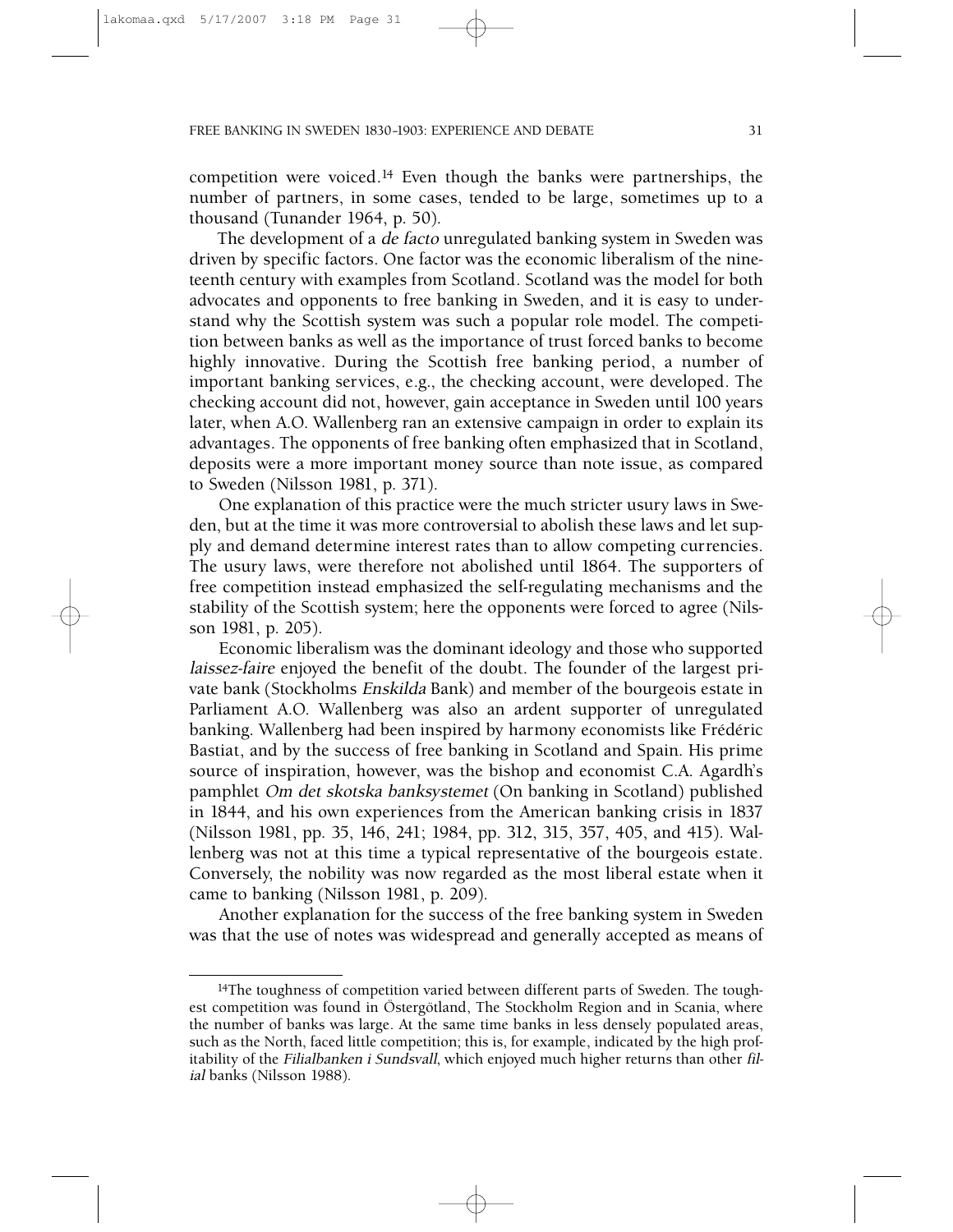competition were voiced.[14] Even though the banks were partnerships, the number of partners, in some cases, tended to be large, sometimes up to a thousand (Tunander 1964, p. 50).

The development of a *de facto* unregulated banking system in Sweden was driven by specific factors. One factor was the economic liberalism of the nineteenth century with examples from Scotland. Scotland was the model for both advocates and opponents to free banking in Sweden, and it is easy to understand why the Scottish system was such a popular role model. The competition between banks as well as the importance of trust forced banks to become highly innovative. During the Scottish free banking period, a number of important banking services, e.g., the checking account, were developed. The checking account did not, however, gain acceptance in Sweden until 100 years later, when A.O. Wallenberg ran an extensive campaign in order to explain its advantages. The opponents of free banking often emphasized that in Scotland, deposits were a more important money source than note issue, as compared to Sweden (Nilsson 1981, p. 371).

One explanation of this practice were the much stricter usury laws in Sweden, but at the time it was more controversial to abolish these laws and let supply and demand determine interest rates than to allow competing currencies. The usury laws, were therefore not abolished until 1864. The supporters of free competition instead emphasized the self-regulating mechanisms and the stability of the Scottish system; here the opponents were forced to agree (Nilsson 1981, p. 205).

Economic liberalism was the dominant ideology and those who supported *laissez-faire* enjoyed the benefit of the doubt. The founder of the largest private bank (Stockholms *Enskilda* Bank) and member of the bourgeois estate in Parliament A.O. Wallenberg was also an ardent supporter of unregulated banking. Wallenberg had been inspired by harmony economists like Frédéric Bastiat, and by the success of free banking in Scotland and Spain. His prime source of inspiration, however, was the bishop and economist C.A. Agardh's pamphlet *Om det skotska banksystemet* (On banking in Scotland) published in 1844, and his own experiences from the American banking crisis in 1837 (Nilsson 1981, pp. 35, 146, 241; 1984, pp. 312, 315, 357, 405, and 415). Wallenberg was not at this time a typical representative of the bourgeois estate. Conversely, the nobility was now regarded as the most liberal estate when it came to banking (Nilsson 1981, p. 209).

Another explanation for the success of the free banking system in Sweden was that the use of notes was widespread and generally accepted as means of

---

[14] The toughness of competition varied between different parts of Sweden. The toughest competition was found in Östergötland, The Stockholm Region and in Scania, where the number of banks was large. At the same time banks in less densely populated areas, such as the North, faced little competition; this is, for example, indicated by the high profitability of the *Filialbanken i Sundsvall*, which enjoyed much higher returns than other *filial* banks (Nilsson 1988).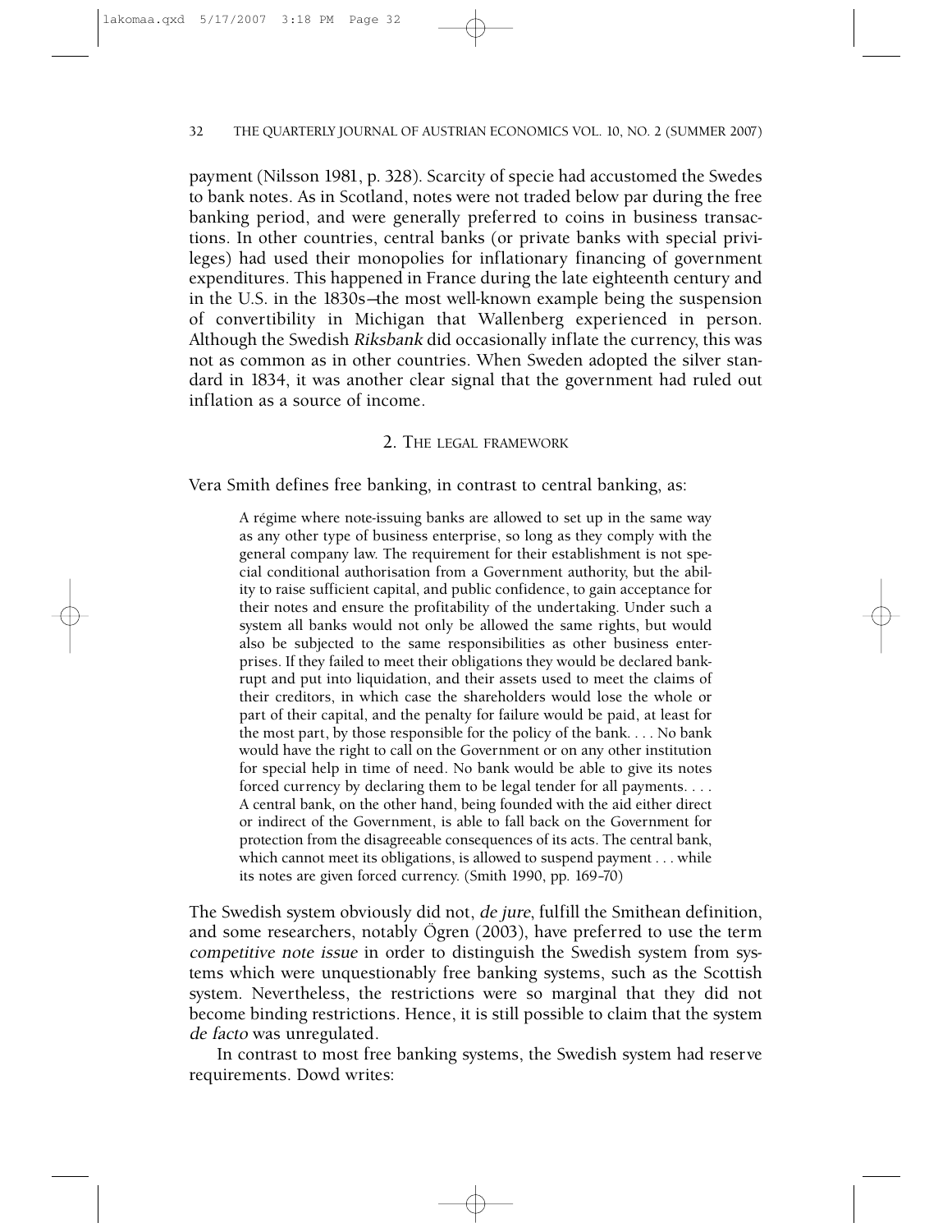payment (Nilsson 1981, p. 328). Scarcity of specie had accustomed the Swedes to bank notes. As in Scotland, notes were not traded below par during the free banking period, and were generally preferred to coins in business transactions. In other countries, central banks (or private banks with special privileges) had used their monopolies for inflationary financing of government expenditures. This happened in France during the late eighteenth century and in the U.S. in the 1830s—the most well-known example being the suspension of convertibility in Michigan that Wallenberg experienced in person. Although the Swedish *Riksbank* did occasionally inflate the currency, this was not as common as in other countries. When Sweden adopted the silver standard in 1834, it was another clear signal that the government had ruled out inflation as a source of income.

## 2. The Legal Framework

Vera Smith defines free banking, in contrast to central banking, as:

> A régime where note-issuing banks are allowed to set up in the same way as any other type of business enterprise, so long as they comply with the general company law. The requirement for their establishment is not special conditional authorisation from a Government authority, but the ability to raise sufficient capital, and public confidence, to gain acceptance for their notes and ensure the profitability of the undertaking. Under such a system all banks would not only be allowed the same rights, but would also be subjected to the same responsibilities as other business enterprises. If they failed to meet their obligations they would be declared bankrupt and put into liquidation, and their assets used to meet the claims of their creditors, in which case the shareholders would lose the whole or part of their capital, and the penalty for failure would be paid, at least for the most part, by those responsible for the policy of the bank. . . . No bank would have the right to call on the Government or on any other institution for special help in time of need. No bank would be able to give its notes forced currency by declaring them to be legal tender for all payments. . . . A central bank, on the other hand, being founded with the aid either direct or indirect of the Government, is able to fall back on the Government for protection from the disagreeable consequences of its acts. The central bank, which cannot meet its obligations, is allowed to suspend payment . . . while its notes are given forced currency. (Smith 1990, pp. 169–70)

The Swedish system obviously did not, *de jure*, fulfill the Smithean definition, and some researchers, notably Ögren (2003), have preferred to use the term *competitive note issue* in order to distinguish the Swedish system from systems which were unquestionably free banking systems, such as the Scottish system. Nevertheless, the restrictions were so marginal that they did not become binding restrictions. Hence, it is still possible to claim that the system *de facto* was unregulated.

In contrast to most free banking systems, the Swedish system had reserve requirements. Dowd writes: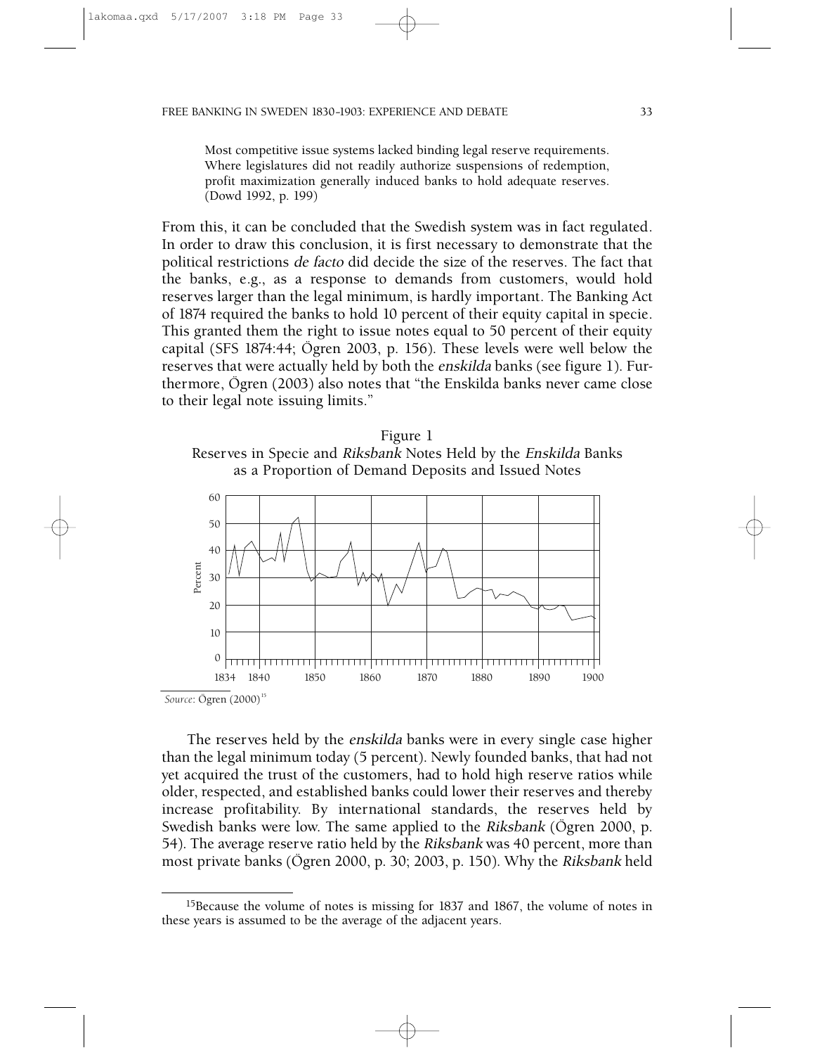> Most competitive issue systems lacked binding legal reserve requirements. Where legislatures did not readily authorize suspensions of redemption, profit maximization generally induced banks to hold adequate reserves. (Dowd 1992, p. 199)

From this, it can be concluded that the Swedish system was in fact regulated. In order to draw this conclusion, it is first necessary to demonstrate that the political restrictions *de facto* did decide the size of the reserves. The fact that the banks, e.g., as a response to demands from customers, would hold reserves larger than the legal minimum, is hardly important. The Banking Act of 1874 required the banks to hold 10 percent of their equity capital in specie. This granted them the right to issue notes equal to 50 percent of their equity capital (SFS 1874:44; Ögren 2003, p. 156). These levels were well below the reserves that were actually held by both the *enskilda* banks (see figure 1). Furthermore, Ögren (2003) also notes that "the Enskilda banks never came close to their legal note issuing limits."

Figure 1
Reserves in Specie and *Riksbank* Notes Held by the *Enskilda* Banks as a Proportion of Demand Deposits and Issued Notes

*Source*: Ögren (2000)[15]

The reserves held by the *enskilda* banks were in every single case higher than the legal minimum today (5 percent). Newly founded banks, that had not yet acquired the trust of the customers, had to hold high reserve ratios while older, respected, and established banks could lower their reserves and thereby increase profitability. By international standards, the reserves held by Swedish banks were low. The same applied to the *Riksbank* (Ögren 2000, p. 54). The average reserve ratio held by the *Riksbank* was 40 percent, more than most private banks (Ögren 2000, p. 30; 2003, p. 150). Why the *Riksbank* held

[15]Because the volume of notes is missing for 1837 and 1867, the volume of notes in these years is assumed to be the average of the adjacent years.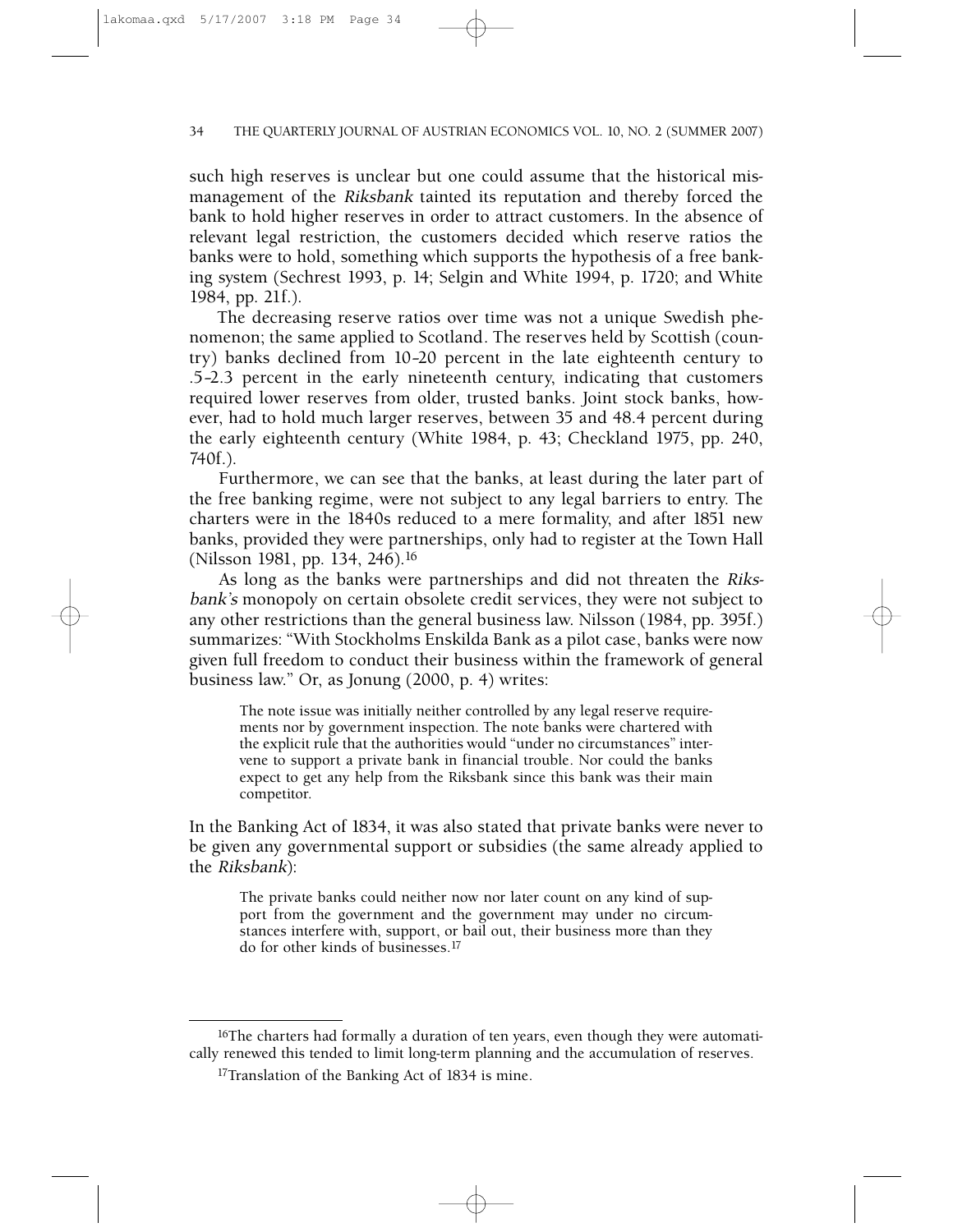such high reserves is unclear but one could assume that the historical mismanagement of the *Riksbank* tainted its reputation and thereby forced the bank to hold higher reserves in order to attract customers. In the absence of relevant legal restriction, the customers decided which reserve ratios the banks were to hold, something which supports the hypothesis of a free banking system (Sechrest 1993, p. 14; Selgin and White 1994, p. 1720; and White 1984, pp. 21f.).

The decreasing reserve ratios over time was not a unique Swedish phenomenon; the same applied to Scotland. The reserves held by Scottish (country) banks declined from 10–20 percent in the late eighteenth century to .5–2.3 percent in the early nineteenth century, indicating that customers required lower reserves from older, trusted banks. Joint stock banks, however, had to hold much larger reserves, between 35 and 48.4 percent during the early eighteenth century (White 1984, p. 43; Checkland 1975, pp. 240, 740f.).

Furthermore, we can see that the banks, at least during the later part of the free banking regime, were not subject to any legal barriers to entry. The charters were in the 1840s reduced to a mere formality, and after 1851 new banks, provided they were partnerships, only had to register at the Town Hall (Nilsson 1981, pp. 134, 246).[16]

As long as the banks were partnerships and did not threaten the *Riksbank's* monopoly on certain obsolete credit services, they were not subject to any other restrictions than the general business law. Nilsson (1984, pp. 395f.) summarizes: "With Stockholms Enskilda Bank as a pilot case, banks were now given full freedom to conduct their business within the framework of general business law." Or, as Jonung (2000, p. 4) writes:

> The note issue was initially neither controlled by any legal reserve requirements nor by government inspection. The note banks were chartered with the explicit rule that the authorities would "under no circumstances" intervene to support a private bank in financial trouble. Nor could the banks expect to get any help from the Riksbank since this bank was their main competitor.

In the Banking Act of 1834, it was also stated that private banks were never to be given any governmental support or subsidies (the same already applied to the *Riksbank*):

> The private banks could neither now nor later count on any kind of support from the government and the government may under no circumstances interfere with, support, or bail out, their business more than they do for other kinds of businesses.[17]

---

[16]The charters had formally a duration of ten years, even though they were automatically renewed this tended to limit long-term planning and the accumulation of reserves.

[17]Translation of the Banking Act of 1834 is mine.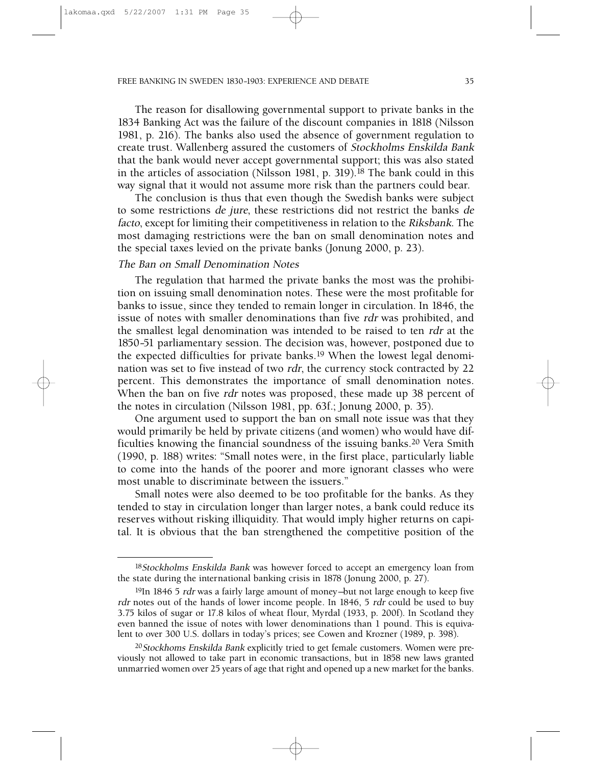The reason for disallowing governmental support to private banks in the 1834 Banking Act was the failure of the discount companies in 1818 (Nilsson 1981, p. 216). The banks also used the absence of government regulation to create trust. Wallenberg assured the customers of *Stockholms Enskilda Bank* that the bank would never accept governmental support; this was also stated in the articles of association (Nilsson 1981, p. 319).[18] The bank could in this way signal that it would not assume more risk than the partners could bear.

The conclusion is thus that even though the Swedish banks were subject to some restrictions *de jure*, these restrictions did not restrict the banks *de facto*, except for limiting their competitiveness in relation to the *Riksbank*. The most damaging restrictions were the ban on small denomination notes and the special taxes levied on the private banks (Jonung 2000, p. 23).

### *The Ban on Small Denomination Notes*

The regulation that harmed the private banks the most was the prohibition on issuing small denomination notes. These were the most profitable for banks to issue, since they tended to remain longer in circulation. In 1846, the issue of notes with smaller denominations than five *rdr* was prohibited, and the smallest legal denomination was intended to be raised to ten *rdr* at the 1850–51 parliamentary session. The decision was, however, postponed due to the expected difficulties for private banks.[19] When the lowest legal denomination was set to five instead of two *rdr*, the currency stock contracted by 22 percent. This demonstrates the importance of small denomination notes. When the ban on five *rdr* notes was proposed, these made up 38 percent of the notes in circulation (Nilsson 1981, pp. 63f.; Jonung 2000, p. 35).

One argument used to support the ban on small note issue was that they would primarily be held by private citizens (and women) who would have difficulties knowing the financial soundness of the issuing banks.[20] Vera Smith (1990, p. 188) writes: "Small notes were, in the first place, particularly liable to come into the hands of the poorer and more ignorant classes who were most unable to discriminate between the issuers."

Small notes were also deemed to be too profitable for the banks. As they tended to stay in circulation longer than larger notes, a bank could reduce its reserves without risking illiquidity. That would imply higher returns on capital. It is obvious that the ban strengthened the competitive position of the

---

[18] *Stockholms Enskilda Bank* was however forced to accept an emergency loan from the state during the international banking crisis in 1878 (Jonung 2000, p. 27).

[19] In 1846 5 *rdr* was a fairly large amount of money—but not large enough to keep five *rdr* notes out of the hands of lower income people. In 1846, 5 *rdr* could be used to buy 3.75 kilos of sugar or 17.8 kilos of wheat flour, Myrdal (1933, p. 200f). In Scotland they even banned the issue of notes with lower denominations than 1 pound. This is equivalent to over 300 U.S. dollars in today's prices; see Cowen and Krozner (1989, p. 398).

[20] *Stockhoms Enskilda Bank* explicitly tried to get female customers. Women were previously not allowed to take part in economic transactions, but in 1858 new laws granted unmarried women over 25 years of age that right and opened up a new market for the banks.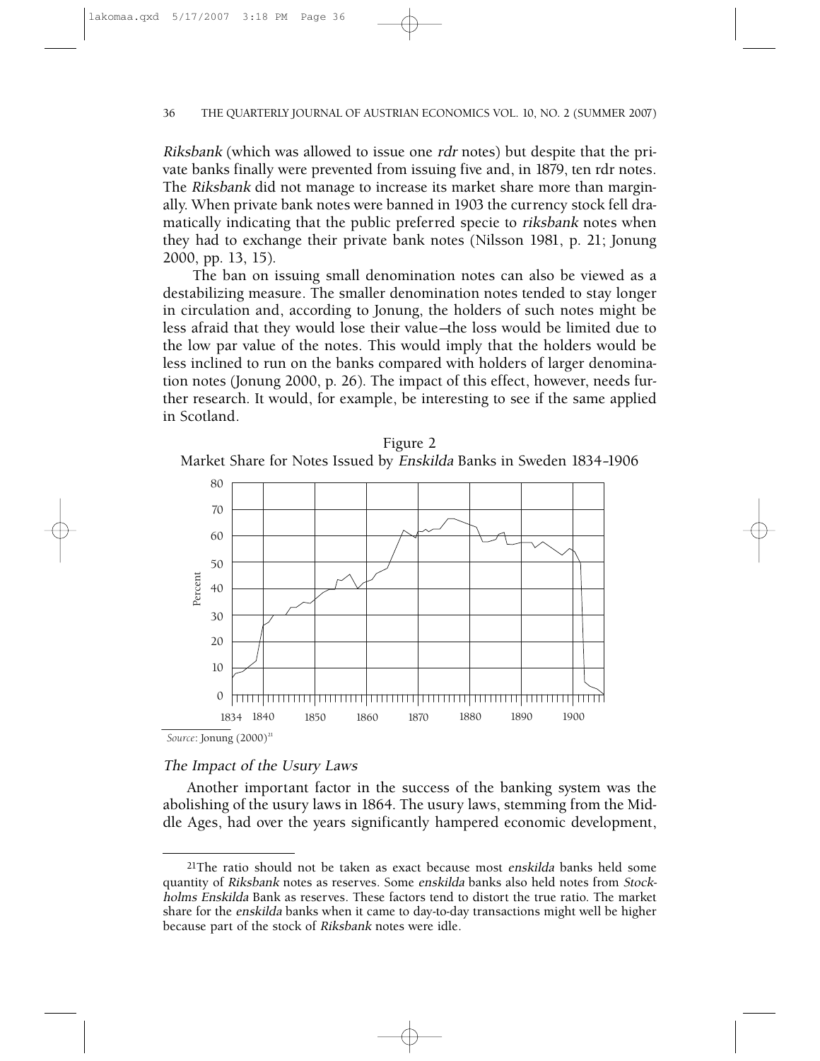*Riksbank* (which was allowed to issue one *rdr* notes) but despite that the private banks finally were prevented from issuing five and, in 1879, ten rdr notes. The *Riksbank* did not manage to increase its market share more than marginally. When private bank notes were banned in 1903 the currency stock fell dramatically indicating that the public preferred specie to *riksbank* notes when they had to exchange their private bank notes (Nilsson 1981, p. 21; Jonung 2000, pp. 13, 15).

The ban on issuing small denomination notes can also be viewed as a destabilizing measure. The smaller denomination notes tended to stay longer in circulation and, according to Jonung, the holders of such notes might be less afraid that they would lose their value—the loss would be limited due to the low par value of the notes. This would imply that the holders would be less inclined to run on the banks compared with holders of larger denomination notes (Jonung 2000, p. 26). The impact of this effect, however, needs further research. It would, for example, be interesting to see if the same applied in Scotland.

Figure 2
Market Share for Notes Issued by *Enskilda* Banks in Sweden 1834–1906

*Source*: Jonung (2000)[21]

### *The Impact of the Usury Laws*

Another important factor in the success of the banking system was the abolishing of the usury laws in 1864. The usury laws, stemming from the Middle Ages, had over the years significantly hampered economic development,

---

[21]The ratio should not be taken as exact because most *enskilda* banks held some quantity of *Riksbank* notes as reserves. Some *enskilda* banks also held notes from *Stockholms Enskilda* Bank as reserves. These factors tend to distort the true ratio. The market share for the *enskilda* banks when it came to day-to-day transactions might well be higher because part of the stock of *Riksbank* notes were idle.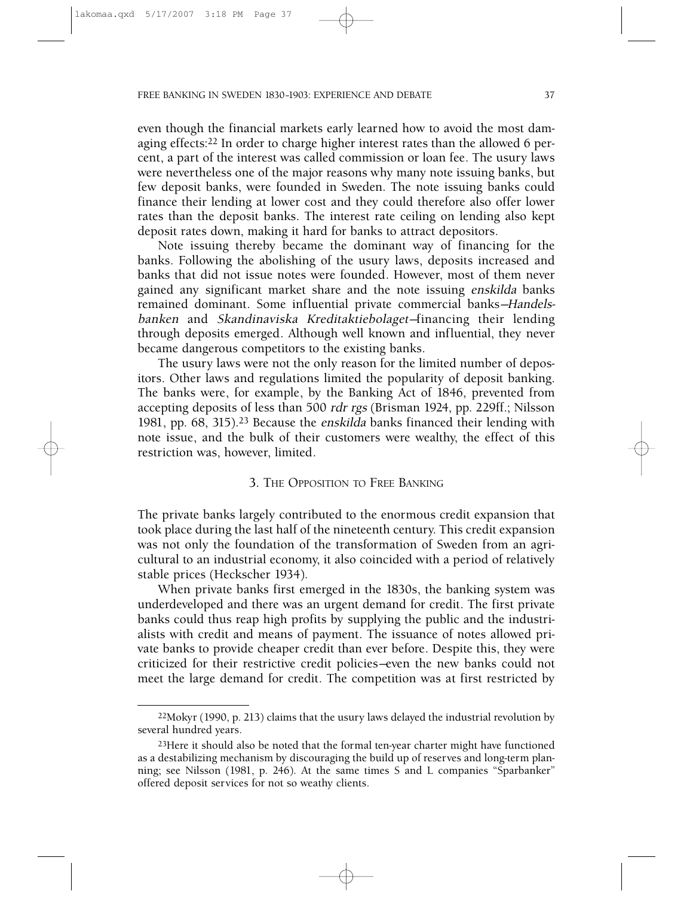even though the financial markets early learned how to avoid the most damaging effects:[22] In order to charge higher interest rates than the allowed 6 percent, a part of the interest was called commission or loan fee. The usury laws were nevertheless one of the major reasons why many note issuing banks, but few deposit banks, were founded in Sweden. The note issuing banks could finance their lending at lower cost and they could therefore also offer lower rates than the deposit banks. The interest rate ceiling on lending also kept deposit rates down, making it hard for banks to attract depositors.

Note issuing thereby became the dominant way of financing for the banks. Following the abolishing of the usury laws, deposits increased and banks that did not issue notes were founded. However, most of them never gained any significant market share and the note issuing *enskilda* banks remained dominant. Some influential private commercial banks—*Handelsbanken* and *Skandinaviska Kreditaktiebolaget*—financing their lending through deposits emerged. Although well known and influential, they never became dangerous competitors to the existing banks.

The usury laws were not the only reason for the limited number of depositors. Other laws and regulations limited the popularity of deposit banking. The banks were, for example, by the Banking Act of 1846, prevented from accepting deposits of less than 500 *rdr rgs* (Brisman 1924, pp. 229ff.; Nilsson 1981, pp. 68, 315).[23] Because the *enskilda* banks financed their lending with note issue, and the bulk of their customers were wealthy, the effect of this restriction was, however, limited.

## 3. The Opposition to Free Banking

The private banks largely contributed to the enormous credit expansion that took place during the last half of the nineteenth century. This credit expansion was not only the foundation of the transformation of Sweden from an agricultural to an industrial economy, it also coincided with a period of relatively stable prices (Heckscher 1934).

When private banks first emerged in the 1830s, the banking system was underdeveloped and there was an urgent demand for credit. The first private banks could thus reap high profits by supplying the public and the industrialists with credit and means of payment. The issuance of notes allowed private banks to provide cheaper credit than ever before. Despite this, they were criticized for their restrictive credit policies—even the new banks could not meet the large demand for credit. The competition was at first restricted by

---

[22] Mokyr (1990, p. 213) claims that the usury laws delayed the industrial revolution by several hundred years.

[23] Here it should also be noted that the formal ten-year charter might have functioned as a destabilizing mechanism by discouraging the build up of reserves and long-term planning; see Nilsson (1981, p. 246). At the same times S and L companies "Sparbanker" offered deposit services for not so weathy clients.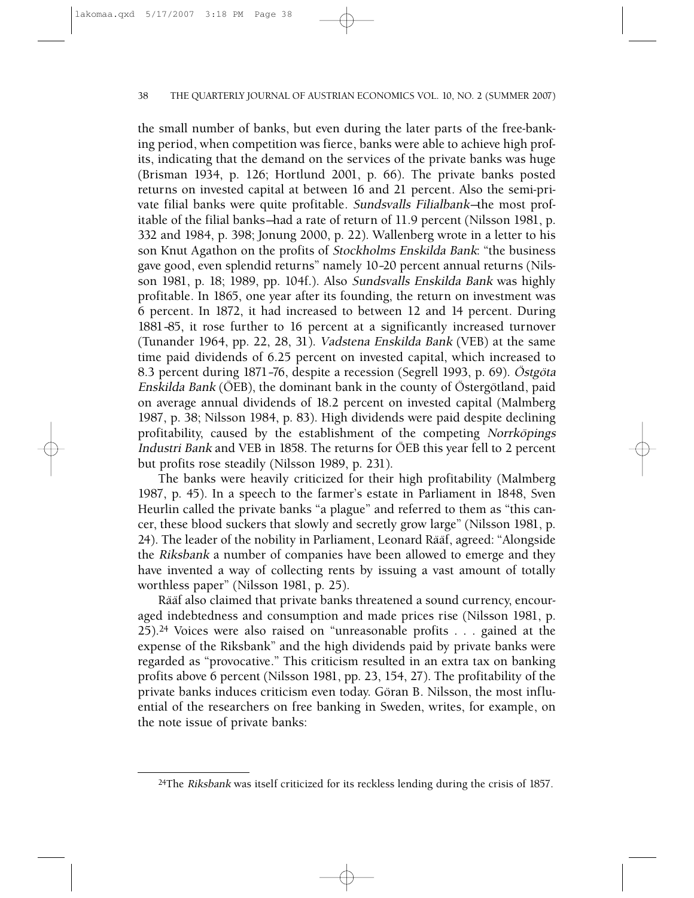the small number of banks, but even during the later parts of the free-banking period, when competition was fierce, banks were able to achieve high profits, indicating that the demand on the services of the private banks was huge (Brisman 1934, p. 126; Hortlund 2001, p. 66). The private banks posted returns on invested capital at between 16 and 21 percent. Also the semi-private filial banks were quite profitable. *Sundsvalls Filialbank*—the most profitable of the filial banks—had a rate of return of 11.9 percent (Nilsson 1981, p. 332 and 1984, p. 398; Jonung 2000, p. 22). Wallenberg wrote in a letter to his son Knut Agathon on the profits of *Stockholms Enskilda Bank*: "the business gave good, even splendid returns" namely 10–20 percent annual returns (Nilsson 1981, p. 18; 1989, pp. 104f.). Also *Sundsvalls Enskilda Bank* was highly profitable. In 1865, one year after its founding, the return on investment was 6 percent. In 1872, it had increased to between 12 and 14 percent. During 1881–85, it rose further to 16 percent at a significantly increased turnover (Tunander 1964, pp. 22, 28, 31). *Vadstena Enskilda Bank* (VEB) at the same time paid dividends of 6.25 percent on invested capital, which increased to 8.3 percent during 1871–76, despite a recession (Segrell 1993, p. 69). *Östgöta Enskilda Bank* (ÖEB), the dominant bank in the county of Östergötland, paid on average annual dividends of 18.2 percent on invested capital (Malmberg 1987, p. 38; Nilsson 1984, p. 83). High dividends were paid despite declining profitability, caused by the establishment of the competing *Norrköpings Industri Bank* and VEB in 1858. The returns for ÖEB this year fell to 2 percent but profits rose steadily (Nilsson 1989, p. 231).

The banks were heavily criticized for their high profitability (Malmberg 1987, p. 45). In a speech to the farmer's estate in Parliament in 1848, Sven Heurlin called the private banks "a plague" and referred to them as "this cancer, these blood suckers that slowly and secretly grow large" (Nilsson 1981, p. 24). The leader of the nobility in Parliament, Leonard Rääf, agreed: "Alongside the *Riksbank* a number of companies have been allowed to emerge and they have invented a way of collecting rents by issuing a vast amount of totally worthless paper" (Nilsson 1981, p. 25).

Rääf also claimed that private banks threatened a sound currency, encouraged indebtedness and consumption and made prices rise (Nilsson 1981, p. 25).[24] Voices were also raised on "unreasonable profits . . . gained at the expense of the Riksbank" and the high dividends paid by private banks were regarded as "provocative." This criticism resulted in an extra tax on banking profits above 6 percent (Nilsson 1981, pp. 23, 154, 27). The profitability of the private banks induces criticism even today. Göran B. Nilsson, the most influential of the researchers on free banking in Sweden, writes, for example, on the note issue of private banks:

[24]The *Riksbank* was itself criticized for its reckless lending during the crisis of 1857.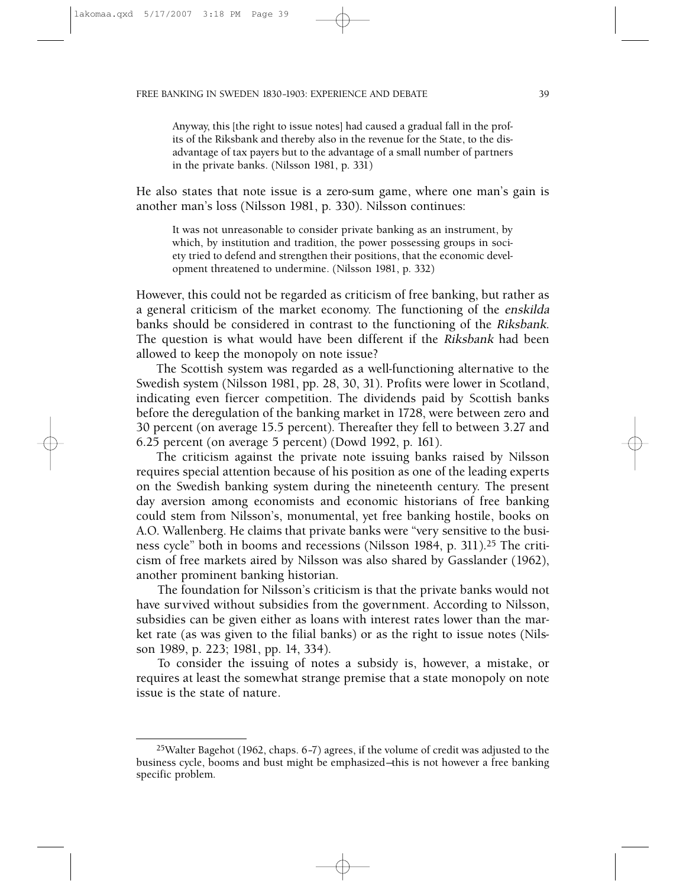> Anyway, this [the right to issue notes] had caused a gradual fall in the profits of the Riksbank and thereby also in the revenue for the State, to the disadvantage of tax payers but to the advantage of a small number of partners in the private banks. (Nilsson 1981, p. 331)

He also states that note issue is a zero-sum game, where one man's gain is another man's loss (Nilsson 1981, p. 330). Nilsson continues:

> It was not unreasonable to consider private banking as an instrument, by which, by institution and tradition, the power possessing groups in society tried to defend and strengthen their positions, that the economic development threatened to undermine. (Nilsson 1981, p. 332)

However, this could not be regarded as criticism of free banking, but rather as a general criticism of the market economy. The functioning of the *enskilda* banks should be considered in contrast to the functioning of the *Riksbank*. The question is what would have been different if the *Riksbank* had been allowed to keep the monopoly on note issue?

The Scottish system was regarded as a well-functioning alternative to the Swedish system (Nilsson 1981, pp. 28, 30, 31). Profits were lower in Scotland, indicating even fiercer competition. The dividends paid by Scottish banks before the deregulation of the banking market in 1728, were between zero and 30 percent (on average 15.5 percent). Thereafter they fell to between 3.27 and 6.25 percent (on average 5 percent) (Dowd 1992, p. 161).

The criticism against the private note issuing banks raised by Nilsson requires special attention because of his position as one of the leading experts on the Swedish banking system during the nineteenth century. The present day aversion among economists and economic historians of free banking could stem from Nilsson's, monumental, yet free banking hostile, books on A.O. Wallenberg. He claims that private banks were "very sensitive to the business cycle" both in booms and recessions (Nilsson 1984, p. 311).[25] The criticism of free markets aired by Nilsson was also shared by Gasslander (1962), another prominent banking historian.

The foundation for Nilsson's criticism is that the private banks would not have survived without subsidies from the government. According to Nilsson, subsidies can be given either as loans with interest rates lower than the market rate (as was given to the filial banks) or as the right to issue notes (Nilsson 1989, p. 223; 1981, pp. 14, 334).

To consider the issuing of notes a subsidy is, however, a mistake, or requires at least the somewhat strange premise that a state monopoly on note issue is the state of nature.

---

[25]Walter Bagehot (1962, chaps. 6-7) agrees, if the volume of credit was adjusted to the business cycle, booms and bust might be emphasized—this is not however a free banking specific problem.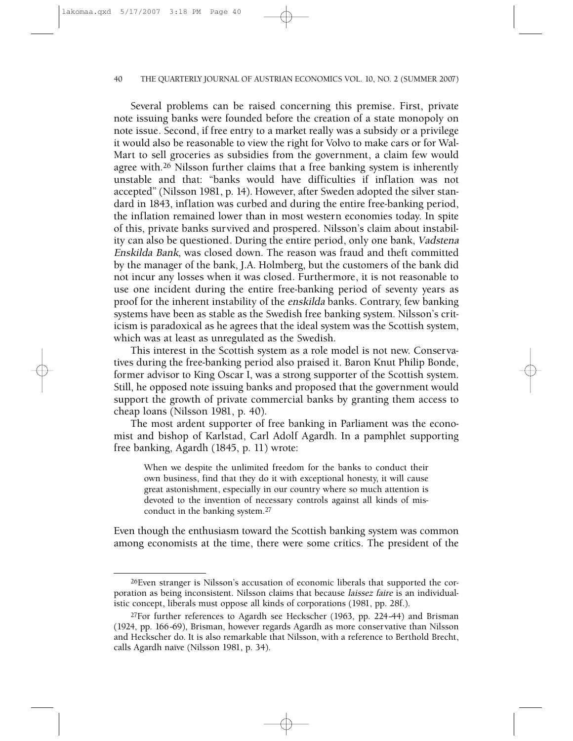Several problems can be raised concerning this premise. First, private note issuing banks were founded before the creation of a state monopoly on note issue. Second, if free entry to a market really was a subsidy or a privilege it would also be reasonable to view the right for Volvo to make cars or for Wal-Mart to sell groceries as subsidies from the government, a claim few would agree with.[26] Nilsson further claims that a free banking system is inherently unstable and that: "banks would have difficulties if inflation was not accepted" (Nilsson 1981, p. 14). However, after Sweden adopted the silver standard in 1843, inflation was curbed and during the entire free-banking period, the inflation remained lower than in most western economies today. In spite of this, private banks survived and prospered. Nilsson's claim about instability can also be questioned. During the entire period, only one bank, *Vadstena Enskilda Bank*, was closed down. The reason was fraud and theft committed by the manager of the bank, J.A. Holmberg, but the customers of the bank did not incur any losses when it was closed. Furthermore, it is not reasonable to use one incident during the entire free-banking period of seventy years as proof for the inherent instability of the *enskilda* banks. Contrary, few banking systems have been as stable as the Swedish free banking system. Nilsson's criticism is paradoxical as he agrees that the ideal system was the Scottish system, which was at least as unregulated as the Swedish.

This interest in the Scottish system as a role model is not new. Conservatives during the free-banking period also praised it. Baron Knut Philip Bonde, former advisor to King Oscar I, was a strong supporter of the Scottish system. Still, he opposed note issuing banks and proposed that the government would support the growth of private commercial banks by granting them access to cheap loans (Nilsson 1981, p. 40).

The most ardent supporter of free banking in Parliament was the economist and bishop of Karlstad, Carl Adolf Agardh. In a pamphlet supporting free banking, Agardh (1845, p. 11) wrote:

> When we despite the unlimited freedom for the banks to conduct their own business, find that they do it with exceptional honesty, it will cause great astonishment, especially in our country where so much attention is devoted to the invention of necessary controls against all kinds of misconduct in the banking system.[27]

Even though the enthusiasm toward the Scottish banking system was common among economists at the time, there were some critics. The president of the

---

[26] Even stranger is Nilsson's accusation of economic liberals that supported the corporation as being inconsistent. Nilsson claims that because *laissez faire* is an individualistic concept, liberals must oppose all kinds of corporations (1981, pp. 28f.).

[27] For further references to Agardh see Heckscher (1963, pp. 224–44) and Brisman (1924, pp. 166–69), Brisman, however regards Agardh as more conservative than Nilsson and Heckscher do. It is also remarkable that Nilsson, with a reference to Berthold Brecht, calls Agardh naïve (Nilsson 1981, p. 34).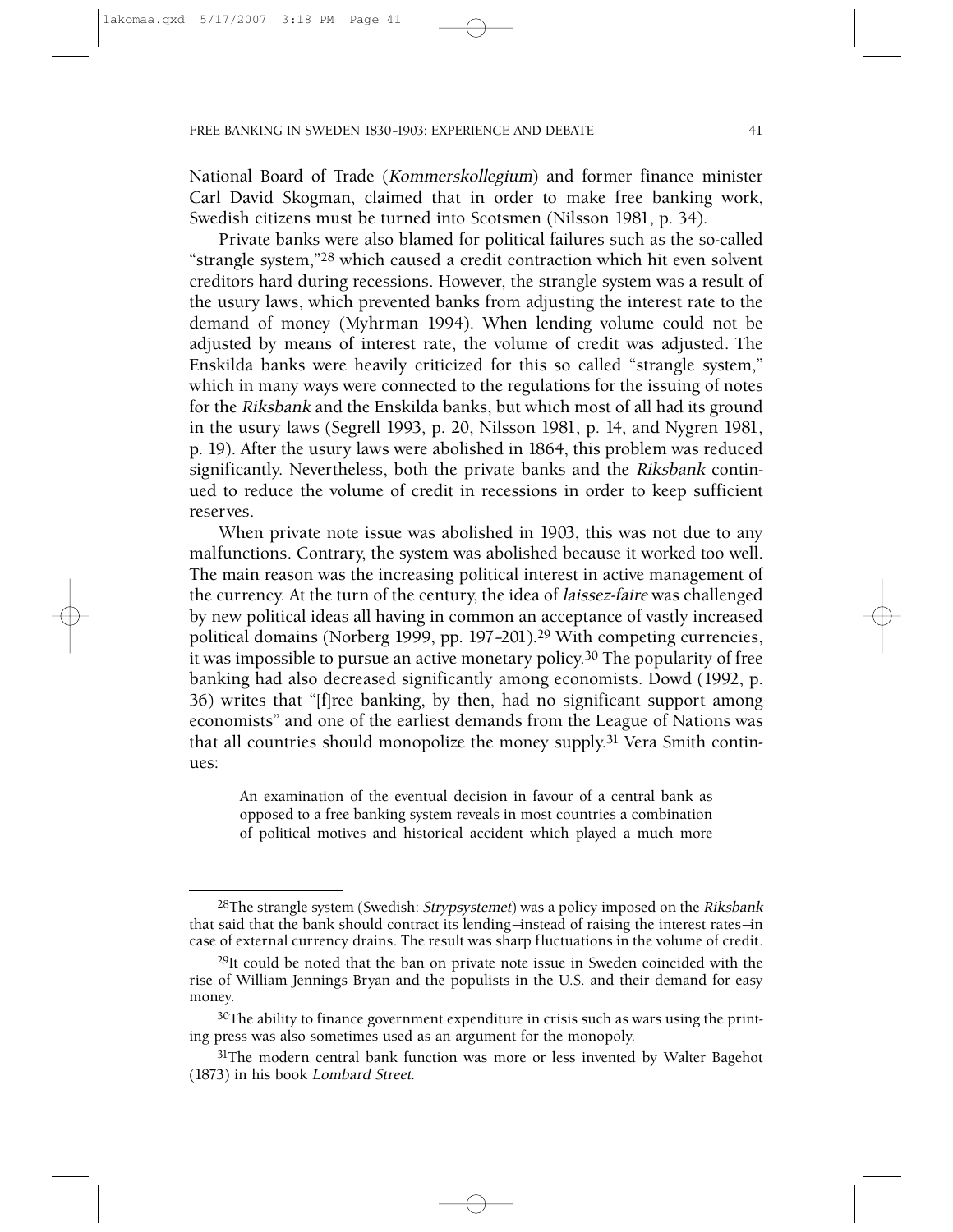National Board of Trade (*Kommerskollegium*) and former finance minister Carl David Skogman, claimed that in order to make free banking work, Swedish citizens must be turned into Scotsmen (Nilsson 1981, p. 34).

Private banks were also blamed for political failures such as the so-called "strangle system,"[28] which caused a credit contraction which hit even solvent creditors hard during recessions. However, the strangle system was a result of the usury laws, which prevented banks from adjusting the interest rate to the demand of money (Myhrman 1994). When lending volume could not be adjusted by means of interest rate, the volume of credit was adjusted. The Enskilda banks were heavily criticized for this so called "strangle system," which in many ways were connected to the regulations for the issuing of notes for the *Riksbank* and the Enskilda banks, but which most of all had its ground in the usury laws (Segrell 1993, p. 20, Nilsson 1981, p. 14, and Nygren 1981, p. 19). After the usury laws were abolished in 1864, this problem was reduced significantly. Nevertheless, both the private banks and the *Riksbank* continued to reduce the volume of credit in recessions in order to keep sufficient reserves.

When private note issue was abolished in 1903, this was not due to any malfunctions. Contrary, the system was abolished because it worked too well. The main reason was the increasing political interest in active management of the currency. At the turn of the century, the idea of *laissez-faire* was challenged by new political ideas all having in common an acceptance of vastly increased political domains (Norberg 1999, pp. 197–201).[29] With competing currencies, it was impossible to pursue an active monetary policy.[30] The popularity of free banking had also decreased significantly among economists. Dowd (1992, p. 36) writes that "[f]ree banking, by then, had no significant support among economists" and one of the earliest demands from the League of Nations was that all countries should monopolize the money supply.[31] Vera Smith continues:

> An examination of the eventual decision in favour of a central bank as opposed to a free banking system reveals in most countries a combination of political motives and historical accident which played a much more

---

[28] The strangle system (Swedish: *Strypsystemet*) was a policy imposed on the *Riksbank* that said that the bank should contract its lending—instead of raising the interest rates—in case of external currency drains. The result was sharp fluctuations in the volume of credit.

[29] It could be noted that the ban on private note issue in Sweden coincided with the rise of William Jennings Bryan and the populists in the U.S. and their demand for easy money.

[30] The ability to finance government expenditure in crisis such as wars using the printing press was also sometimes used as an argument for the monopoly.

[31] The modern central bank function was more or less invented by Walter Bagehot (1873) in his book *Lombard Street*.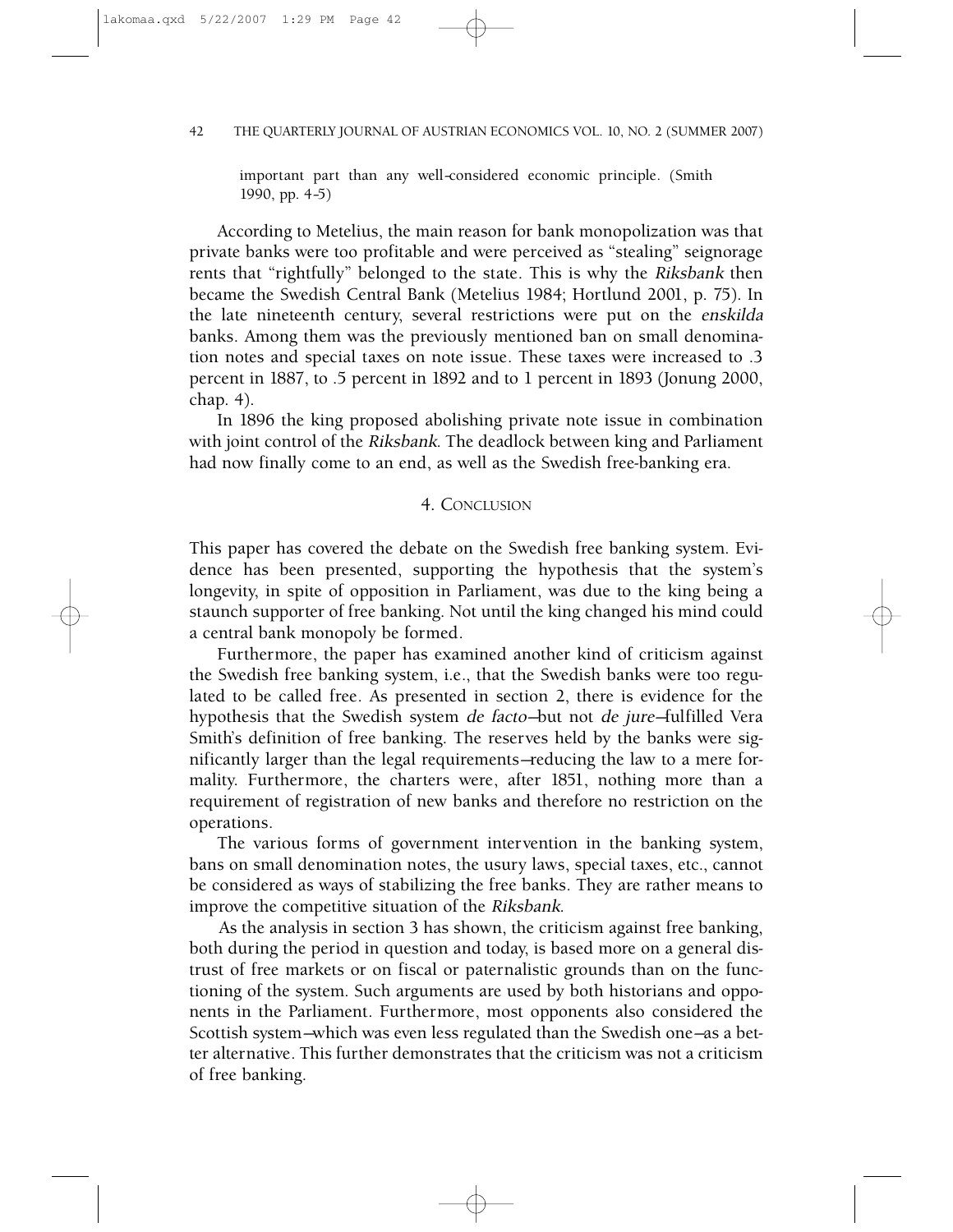important part than any well-considered economic principle. (Smith 1990, pp. 4-5)

According to Metelius, the main reason for bank monopolization was that private banks were too profitable and were perceived as "stealing" seignorage rents that "rightfully" belonged to the state. This is why the *Riksbank* then became the Swedish Central Bank (Metelius 1984; Hortlund 2001, p. 75). In the late nineteenth century, several restrictions were put on the *enskilda* banks. Among them was the previously mentioned ban on small denomination notes and special taxes on note issue. These taxes were increased to .3 percent in 1887, to .5 percent in 1892 and to 1 percent in 1893 (Jonung 2000, chap. 4).

In 1896 the king proposed abolishing private note issue in combination with joint control of the *Riksbank*. The deadlock between king and Parliament had now finally come to an end, as well as the Swedish free-banking era.

## 4. Conclusion

This paper has covered the debate on the Swedish free banking system. Evidence has been presented, supporting the hypothesis that the system's longevity, in spite of opposition in Parliament, was due to the king being a staunch supporter of free banking. Not until the king changed his mind could a central bank monopoly be formed.

Furthermore, the paper has examined another kind of criticism against the Swedish free banking system, i.e., that the Swedish banks were too regulated to be called free. As presented in section 2, there is evidence for the hypothesis that the Swedish system *de facto*—but not *de jure*—fulfilled Vera Smith's definition of free banking. The reserves held by the banks were significantly larger than the legal requirements—reducing the law to a mere formality. Furthermore, the charters were, after 1851, nothing more than a requirement of registration of new banks and therefore no restriction on the operations.

The various forms of government intervention in the banking system, bans on small denomination notes, the usury laws, special taxes, etc., cannot be considered as ways of stabilizing the free banks. They are rather means to improve the competitive situation of the *Riksbank*.

As the analysis in section 3 has shown, the criticism against free banking, both during the period in question and today, is based more on a general distrust of free markets or on fiscal or paternalistic grounds than on the functioning of the system. Such arguments are used by both historians and opponents in the Parliament. Furthermore, most opponents also considered the Scottish system—which was even less regulated than the Swedish one—as a better alternative. This further demonstrates that the criticism was not a criticism of free banking.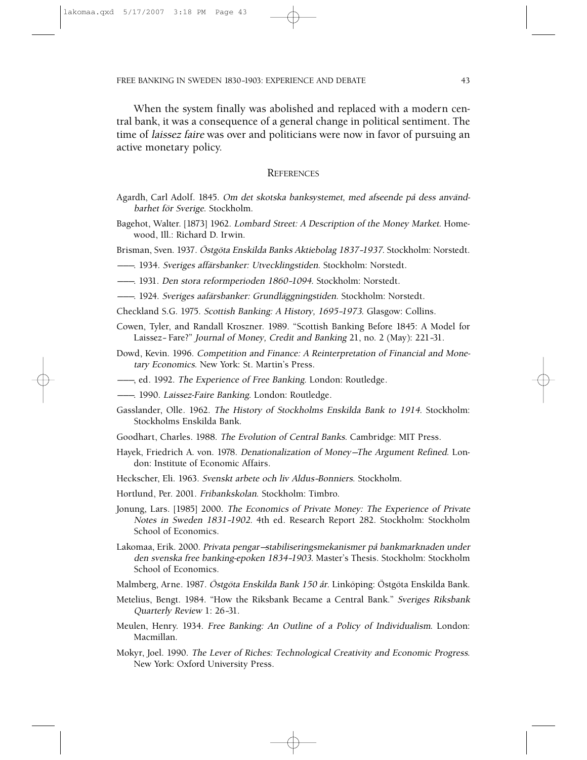When the system finally was abolished and replaced with a modern central bank, it was a consequence of a general change in political sentiment. The time of *laissez faire* was over and politicians were now in favor of pursuing an active monetary policy.

## References

Agardh, Carl Adolf. 1845. *Om det skotska banksystemet, med afseende på dess användbarhet för Sverige*. Stockholm.

Bagehot, Walter. [1873] 1962. *Lombard Street: A Description of the Money Market*. Homewood, Ill.: Richard D. Irwin.

Brisman, Sven. 1937. *Östgöta Enskilda Banks Aktiebolag 1837–1937*. Stockholm: Norstedt.

——. 1934. *Sveriges affärsbanker: Utvecklingstiden*. Stockholm: Norstedt.

——. 1931. *Den stora reformperioden 1860–1094*. Stockholm: Norstedt.

——. 1924. *Sveriges aafärsbanker: Grundläggningstiden*. Stockholm: Norstedt.

Checkland S.G. 1975. *Scottish Banking: A History, 1695–1973*. Glasgow: Collins.

Cowen, Tyler, and Randall Kroszner. 1989. "Scottish Banking Before 1845: A Model for Laissez- Fare?" *Journal of Money, Credit and Banking* 21, no. 2 (May): 221–31.

Dowd, Kevin. 1996. *Competition and Finance: A Reinterpretation of Financial and Monetary Economics*. New York: St. Martin's Press.

——, ed. 1992. *The Experience of Free Banking*. London: Routledge.

——. 1990. *Laissez-Faire Banking*. London: Routledge.

Gasslander, Olle. 1962. *The History of Stockholms Enskilda Bank to 1914*. Stockholm: Stockholms Enskilda Bank.

Goodhart, Charles. 1988. *The Evolution of Central Banks*. Cambridge: MIT Press.

Hayek, Friedrich A. von. 1978. *Denationalization of Money—The Argument Refined*. London: Institute of Economic Affairs.

Heckscher, Eli. 1963. *Svenskt arbete och liv Aldus-Bonniers*. Stockholm.

Hortlund, Per. 2001. *Fribankskolan*. Stockholm: Timbro.

Jonung, Lars. [1985] 2000. *The Economics of Private Money: The Experience of Private Notes in Sweden 1831–1902*. 4th ed. Research Report 282. Stockholm: Stockholm School of Economics.

Lakomaa, Erik. 2000. *Privata pengar—stabiliseringsmekanismer på bankmarknaden under den svenska free banking-epoken 1834–1903*. Master's Thesis. Stockholm: Stockholm School of Economics.

Malmberg, Arne. 1987. *Östgöta Enskilda Bank 150 år*. Linköping: Östgöta Enskilda Bank.

Metelius, Bengt. 1984. "How the Riksbank Became a Central Bank." *Sveriges Riksbank Quarterly Review* 1: 26–31.

Meulen, Henry. 1934. *Free Banking: An Outline of a Policy of Individualism*. London: Macmillan.

Mokyr, Joel. 1990. *The Lever of Riches: Technological Creativity and Economic Progress*. New York: Oxford University Press.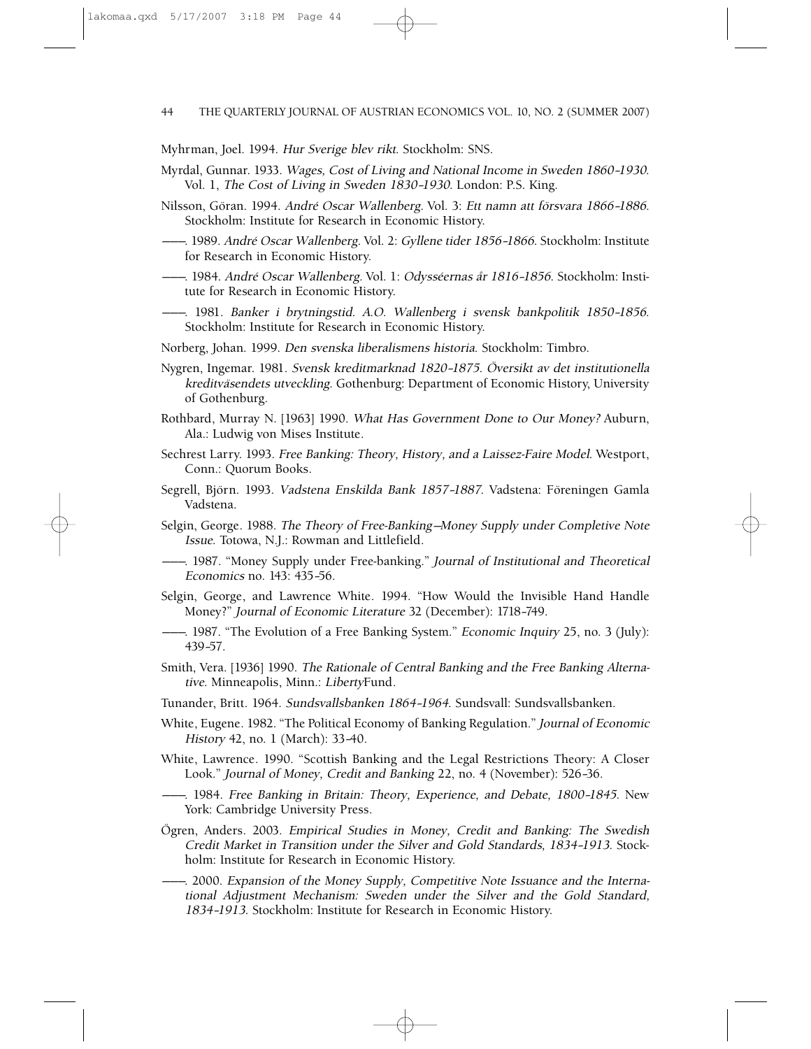Myhrman, Joel. 1994. *Hur Sverige blev rikt*. Stockholm: SNS.

Myrdal, Gunnar. 1933. *Wages, Cost of Living and National Income in Sweden 1860–1930*. Vol. 1, *The Cost of Living in Sweden 1830–1930*. London: P.S. King.

Nilsson, Göran. 1994. *André Oscar Wallenberg*. Vol. 3: *Ett namn att försvara 1866–1886*. Stockholm: Institute for Research in Economic History.

——. 1989. *André Oscar Wallenberg*. Vol. 2: *Gyllene tider 1856–1866*. Stockholm: Institute for Research in Economic History.

——. 1984. *André Oscar Wallenberg*. Vol. 1: *Odysséernas år 1816–1856*. Stockholm: Institute for Research in Economic History.

——. 1981. *Banker i brytningstid. A.O. Wallenberg i svensk bankpolitik 1850–1856*. Stockholm: Institute for Research in Economic History.

Norberg, Johan. 1999. *Den svenska liberalismens historia*. Stockholm: Timbro.

Nygren, Ingemar. 1981. *Svensk kreditmarknad 1820–1875. Översikt av det institutionella kreditväsendets utveckling*. Gothenburg: Department of Economic History, University of Gothenburg.

Rothbard, Murray N. [1963] 1990. *What Has Government Done to Our Money?* Auburn, Ala.: Ludwig von Mises Institute.

Sechrest Larry. 1993. *Free Banking: Theory, History, and a Laissez-Faire Model*. Westport, Conn.: Quorum Books.

Segrell, Björn. 1993. *Vadstena Enskilda Bank 1857–1887*. Vadstena: Föreningen Gamla Vadstena.

Selgin, George. 1988. *The Theory of Free-Banking—Money Supply under Completive Note Issue*. Totowa, N.J.: Rowman and Littlefield.

——. 1987. "Money Supply under Free-banking." *Journal of Institutional and Theoretical Economics* no. 143: 435–56.

Selgin, George, and Lawrence White. 1994. "How Would the Invisible Hand Handle Money?" *Journal of Economic Literature* 32 (December): 1718–749.

——. 1987. "The Evolution of a Free Banking System." *Economic Inquiry* 25, no. 3 (July): 439–57.

Smith, Vera. [1936] 1990. *The Rationale of Central Banking and the Free Banking Alternative*. Minneapolis, Minn.: *Liberty*Fund.

Tunander, Britt. 1964. *Sundsvallsbanken 1864–1964*. Sundsvall: Sundsvallsbanken.

White, Eugene. 1982. "The Political Economy of Banking Regulation." *Journal of Economic History* 42, no. 1 (March): 33–40.

White, Lawrence. 1990. "Scottish Banking and the Legal Restrictions Theory: A Closer Look." *Journal of Money, Credit and Banking* 22, no. 4 (November): 526–36.

——. 1984. *Free Banking in Britain: Theory, Experience, and Debate, 1800–1845*. New York: Cambridge University Press.

Ögren, Anders. 2003. *Empirical Studies in Money, Credit and Banking: The Swedish Credit Market in Transition under the Silver and Gold Standards, 1834–1913*. Stockholm: Institute for Research in Economic History.

——. 2000. *Expansion of the Money Supply, Competitive Note Issuance and the International Adjustment Mechanism: Sweden under the Silver and the Gold Standard, 1834–1913*. Stockholm: Institute for Research in Economic History.